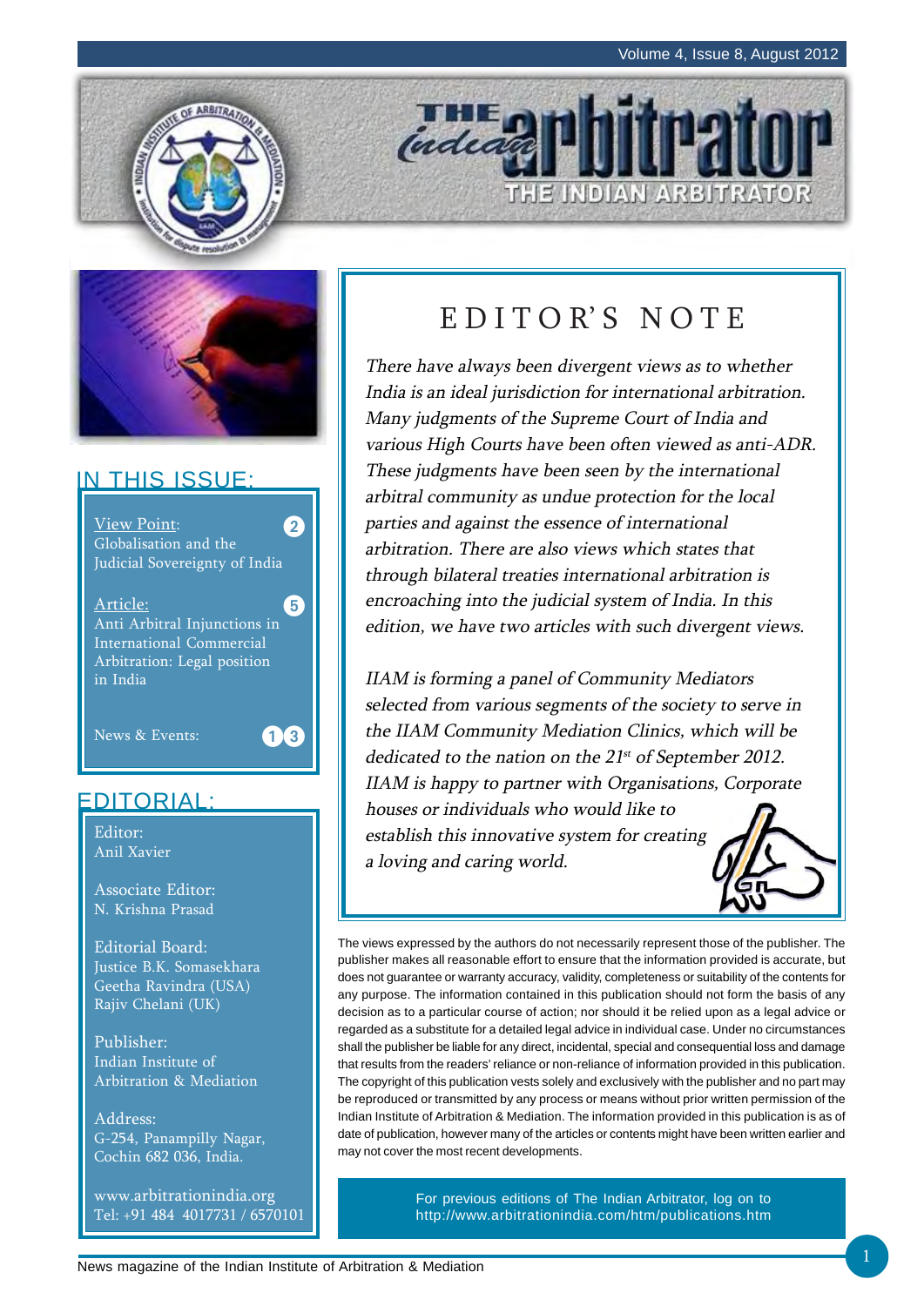# THE Indian arbitrator

THE INDIAN ARBITRATOR

Volume 4, Issue 8, August 2012

## IN THIS ISSUE:

View Point: Globalisation and the Judicial Sovereignty of India — 2

Article: Anti Arbitral Injunctions in International Commercial Arbitration: Legal position in India — 5

News & Events: 13

## EDITORIAL:

Editor:
Anil Xavier

Associate Editor:
N. Krishna Prasad

Editorial Board:
Justice B.K. Somasekhara
Geetha Ravindra (USA)
Rajiv Chelani (UK)

Publisher:
Indian Institute of Arbitration & Mediation

Address:
G-254, Panampilly Nagar,
Cochin 682 036, India.

www.arbitrationindia.org
Tel: +91 484 4017731 / 6570101

## EDITOR'S NOTE

*There have always been divergent views as to whether India is an ideal jurisdiction for international arbitration. Many judgments of the Supreme Court of India and various High Courts have been often viewed as anti-ADR. These judgments have been seen by the international arbitral community as undue protection for the local parties and against the essence of international arbitration. There are also views which states that through bilateral treaties international arbitration is encroaching into the judicial system of India. In this edition, we have two articles with such divergent views.*

*IIAM is forming a panel of Community Mediators selected from various segments of the society to serve in the IIAM Community Mediation Clinics, which will be dedicated to the nation on the 21st of September 2012. IIAM is happy to partner with Organisations, Corporate houses or individuals who would like to establish this innovative system for creating a loving and caring world.*

The views expressed by the authors do not necessarily represent those of the publisher. The publisher makes all reasonable effort to ensure that the information provided is accurate, but does not guarantee or warranty accuracy, validity, completeness or suitability of the contents for any purpose. The information contained in this publication should not form the basis of any decision as to a particular course of action; nor should it be relied upon as a legal advice or regarded as a substitute for a detailed legal advice in individual case. Under no circumstances shall the publisher be liable for any direct, incidental, special and consequential loss and damage that results from the readers' reliance or non-reliance of information provided in this publication. The copyright of this publication vests solely and exclusively with the publisher and no part may be reproduced or transmitted by any process or means without prior written permission of the Indian Institute of Arbitration & Mediation. The information provided in this publication is as of date of publication, however many of the articles or contents might have been written earlier and may not cover the most recent developments.

For previous editions of The Indian Arbitrator, log on to http://www.arbitrationindia.com/htm/publications.htm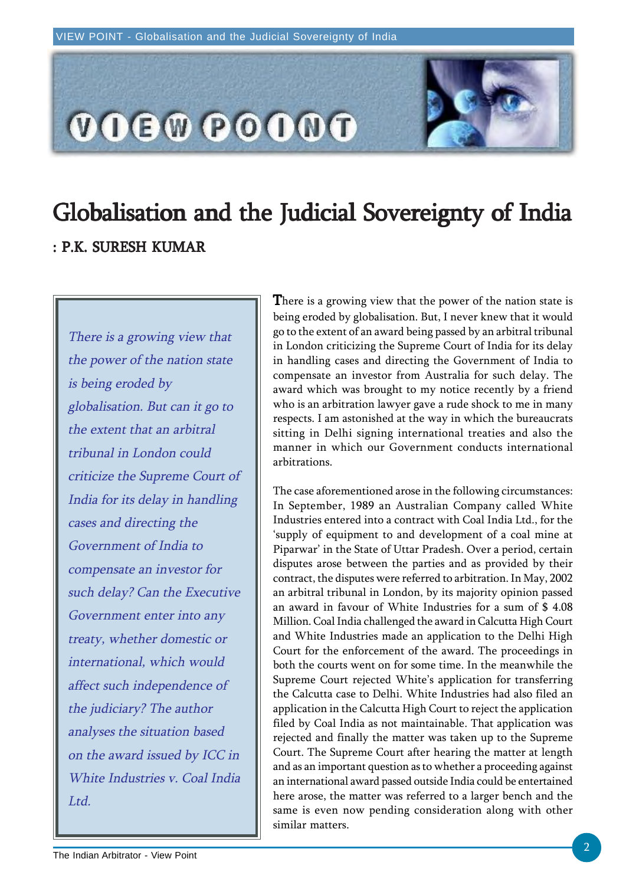# Globalisation and the Judicial Sovereignty of India

**: P.K. SURESH KUMAR**

> *There is a growing view that the power of the nation state is being eroded by globalisation. But can it go to the extent that an arbitral tribunal in London could criticize the Supreme Court of India for its delay in handling cases and directing the Government of India to compensate an investor for such delay? Can the Executive Government enter into any treaty, whether domestic or international, which would affect such independence of the judiciary? The author analyses the situation based on the award issued by ICC in White Industries v. Coal India Ltd.*

There is a growing view that the power of the nation state is being eroded by globalisation. But, I never knew that it would go to the extent of an award being passed by an arbitral tribunal in London criticizing the Supreme Court of India for its delay in handling cases and directing the Government of India to compensate an investor from Australia for such delay. The award which was brought to my notice recently by a friend who is an arbitration lawyer gave a rude shock to me in many respects. I am astonished at the way in which the bureaucrats sitting in Delhi signing international treaties and also the manner in which our Government conducts international arbitrations.

The case aforementioned arose in the following circumstances: In September, 1989 an Australian Company called White Industries entered into a contract with Coal India Ltd., for the 'supply of equipment to and development of a coal mine at Piparwar' in the State of Uttar Pradesh. Over a period, certain disputes arose between the parties and as provided by their contract, the disputes were referred to arbitration. In May, 2002 an arbitral tribunal in London, by its majority opinion passed an award in favour of White Industries for a sum of $ 4.08 Million. Coal India challenged the award in Calcutta High Court and White Industries made an application to the Delhi High Court for the enforcement of the award. The proceedings in both the courts went on for some time. In the meanwhile the Supreme Court rejected White's application for transferring the Calcutta case to Delhi. White Industries had also filed an application in the Calcutta High Court to reject the application filed by Coal India as not maintainable. That application was rejected and finally the matter was taken up to the Supreme Court. The Supreme Court after hearing the matter at length and as an important question as to whether a proceeding against an international award passed outside India could be entertained here arose, the matter was referred to a larger bench and the same is even now pending consideration along with other similar matters.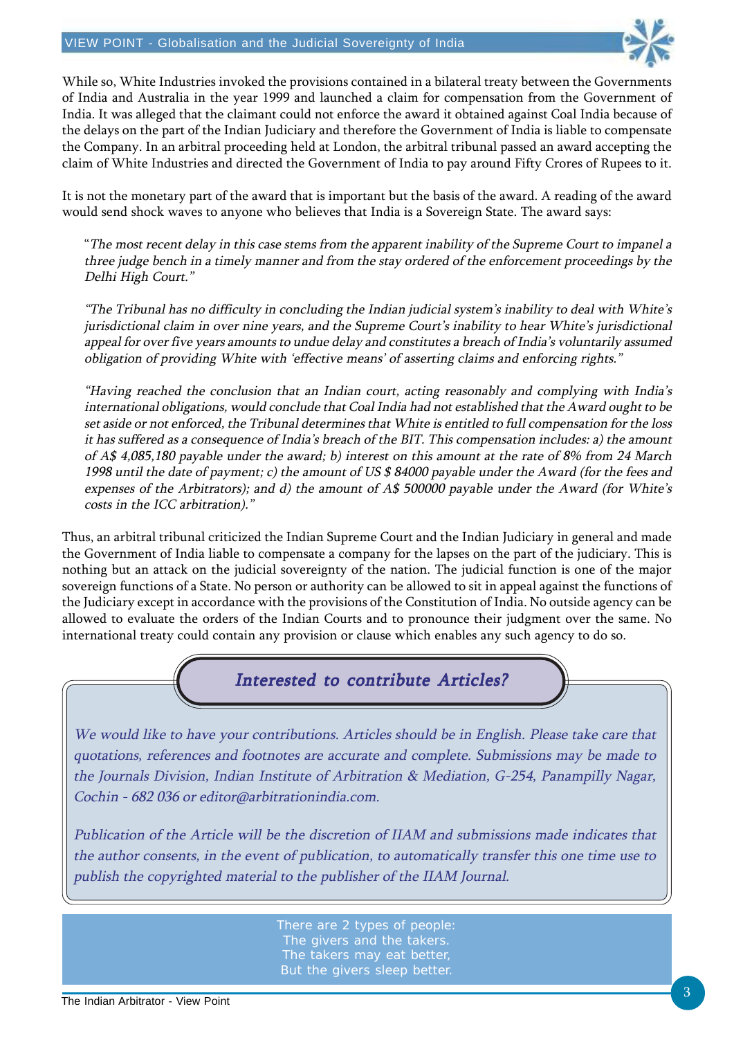While so, White Industries invoked the provisions contained in a bilateral treaty between the Governments of India and Australia in the year 1999 and launched a claim for compensation from the Government of India. It was alleged that the claimant could not enforce the award it obtained against Coal India because of the delays on the part of the Indian Judiciary and therefore the Government of India is liable to compensate the Company. In an arbitral proceeding held at London, the arbitral tribunal passed an award accepting the claim of White Industries and directed the Government of India to pay around Fifty Crores of Rupees to it.

It is not the monetary part of the award that is important but the basis of the award. A reading of the award would send shock waves to anyone who believes that India is a Sovereign State. The award says:

> "*The most recent delay in this case stems from the apparent inability of the Supreme Court to impanel a three judge bench in a timely manner and from the stay ordered of the enforcement proceedings by the Delhi High Court.*"
>
> *"The Tribunal has no difficulty in concluding the Indian judicial system's inability to deal with White's jurisdictional claim in over nine years, and the Supreme Court's inability to hear White's jurisdictional appeal for over five years amounts to undue delay and constitutes a breach of India's voluntarily assumed obligation of providing White with 'effective means' of asserting claims and enforcing rights."*
>
> *"Having reached the conclusion that an Indian court, acting reasonably and complying with India's international obligations, would conclude that Coal India had not established that the Award ought to be set aside or not enforced, the Tribunal determines that White is entitled to full compensation for the loss it has suffered as a consequence of India's breach of the BIT. This compensation includes: a) the amount of A$ 4,085,180 payable under the award; b) interest on this amount at the rate of 8% from 24 March 1998 until the date of payment; c) the amount of US $ 84000 payable under the Award (for the fees and expenses of the Arbitrators); and d) the amount of A$ 500000 payable under the Award (for White's costs in the ICC arbitration)."*

Thus, an arbitral tribunal criticized the Indian Supreme Court and the Indian Judiciary in general and made the Government of India liable to compensate a company for the lapses on the part of the judiciary. This is nothing but an attack on the judicial sovereignty of the nation. The judicial function is one of the major sovereign functions of a State. No person or authority can be allowed to sit in appeal against the functions of the Judiciary except in accordance with the provisions of the Constitution of India. No outside agency can be allowed to evaluate the orders of the Indian Courts and to pronounce their judgment over the same. No international treaty could contain any provision or clause which enables any such agency to do so.

## *Interested to contribute Articles?*

*We would like to have your contributions. Articles should be in English. Please take care that quotations, references and footnotes are accurate and complete. Submissions may be made to the Journals Division, Indian Institute of Arbitration & Mediation, G-254, Panampilly Nagar, Cochin - 682 036 or editor@arbitrationindia.com.*

*Publication of the Article will be the discretion of IIAM and submissions made indicates that the author consents, in the event of publication, to automatically transfer this one time use to publish the copyrighted material to the publisher of the IIAM Journal.*

There are 2 types of people:
The givers and the takers.
The takers may eat better,
But the givers sleep better.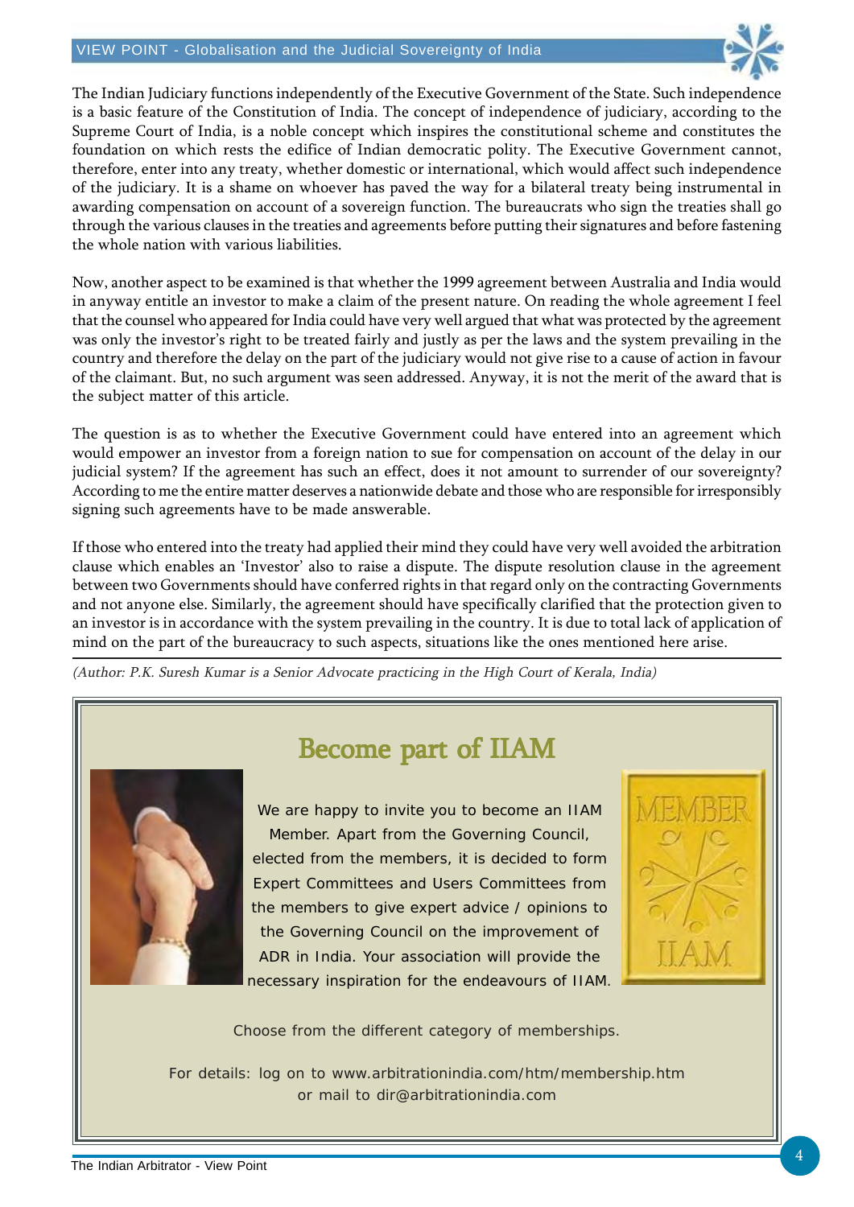The Indian Judiciary functions independently of the Executive Government of the State. Such independence is a basic feature of the Constitution of India. The concept of independence of judiciary, according to the Supreme Court of India, is a noble concept which inspires the constitutional scheme and constitutes the foundation on which rests the edifice of Indian democratic polity. The Executive Government cannot, therefore, enter into any treaty, whether domestic or international, which would affect such independence of the judiciary. It is a shame on whoever has paved the way for a bilateral treaty being instrumental in awarding compensation on account of a sovereign function. The bureaucrats who sign the treaties shall go through the various clauses in the treaties and agreements before putting their signatures and before fastening the whole nation with various liabilities.

Now, another aspect to be examined is that whether the 1999 agreement between Australia and India would in anyway entitle an investor to make a claim of the present nature. On reading the whole agreement I feel that the counsel who appeared for India could have very well argued that what was protected by the agreement was only the investor's right to be treated fairly and justly as per the laws and the system prevailing in the country and therefore the delay on the part of the judiciary would not give rise to a cause of action in favour of the claimant. But, no such argument was seen addressed. Anyway, it is not the merit of the award that is the subject matter of this article.

The question is as to whether the Executive Government could have entered into an agreement which would empower an investor from a foreign nation to sue for compensation on account of the delay in our judicial system? If the agreement has such an effect, does it not amount to surrender of our sovereignty? According to me the entire matter deserves a nationwide debate and those who are responsible for irresponsibly signing such agreements have to be made answerable.

If those who entered into the treaty had applied their mind they could have very well avoided the arbitration clause which enables an 'Investor' also to raise a dispute. The dispute resolution clause in the agreement between two Governments should have conferred rights in that regard only on the contracting Governments and not anyone else. Similarly, the agreement should have specifically clarified that the protection given to an investor is in accordance with the system prevailing in the country. It is due to total lack of application of mind on the part of the bureaucracy to such aspects, situations like the ones mentioned here arise.

*(Author: P.K. Suresh Kumar is a Senior Advocate practicing in the High Court of Kerala, India)*

## Become part of IIAM

We are happy to invite you to become an IIAM Member. Apart from the Governing Council, elected from the members, it is decided to form Expert Committees and Users Committees from the members to give expert advice / opinions to the Governing Council on the improvement of ADR in India. Your association will provide the necessary inspiration for the endeavours of IIAM.

MEMBER IIAM

Choose from the different category of memberships.

For details: log on to www.arbitrationindia.com/htm/membership.htm or mail to dir@arbitrationindia.com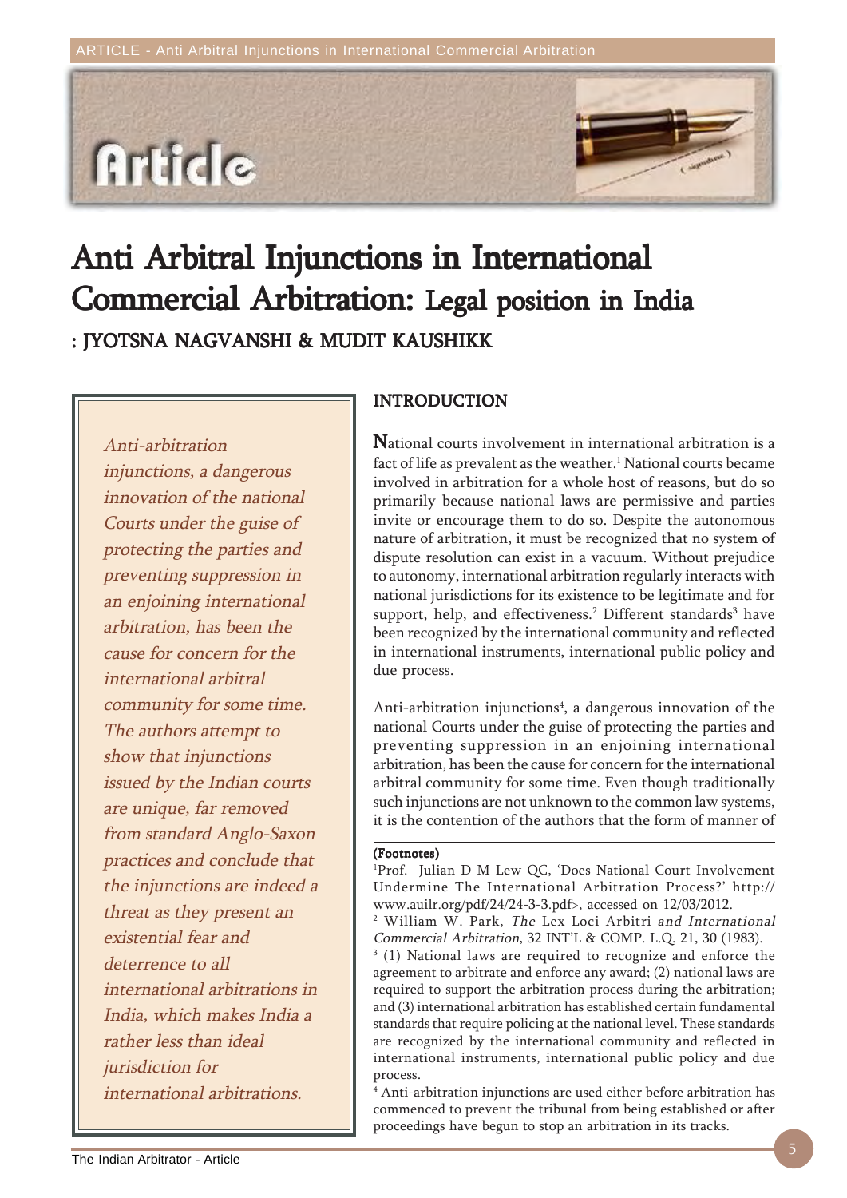# Anti Arbitral Injunctions in International Commercial Arbitration: Legal position in India

: JYOTSNA NAGVANSHI & MUDIT KAUSHIKK

*Anti-arbitration injunctions, a dangerous innovation of the national Courts under the guise of protecting the parties and preventing suppression in an enjoining international arbitration, has been the cause for concern for the international arbitral community for some time. The authors attempt to show that injunctions issued by the Indian courts are unique, far removed from standard Anglo-Saxon practices and conclude that the injunctions are indeed a threat as they present an existential fear and deterrence to all international arbitrations in India, which makes India a rather less than ideal jurisdiction for international arbitrations.*

## INTRODUCTION

National courts involvement in international arbitration is a fact of life as prevalent as the weather.[1] National courts became involved in arbitration for a whole host of reasons, but do so primarily because national laws are permissive and parties invite or encourage them to do so. Despite the autonomous nature of arbitration, it must be recognized that no system of dispute resolution can exist in a vacuum. Without prejudice to autonomy, international arbitration regularly interacts with national jurisdictions for its existence to be legitimate and for support, help, and effectiveness.[2] Different standards[3] have been recognized by the international community and reflected in international instruments, international public policy and due process.

Anti-arbitration injunctions[4], a dangerous innovation of the national Courts under the guise of protecting the parties and preventing suppression in an enjoining international arbitration, has been the cause for concern for the international arbitral community for some time. Even though traditionally such injunctions are not unknown to the common law systems, it is the contention of the authors that the form of manner of

(Footnotes)

[1] Prof. Julian D M Lew QC, 'Does National Court Involvement Undermine The International Arbitration Process?' http://www.auilr.org/pdf/24/24-3-3.pdf>, accessed on 12/03/2012.

[2] William W. Park, *The* Lex Loci Arbitri *and International Commercial Arbitration*, 32 INT'L & COMP. L.Q. 21, 30 (1983).

[3] (1) National laws are required to recognize and enforce the agreement to arbitrate and enforce any award; (2) national laws are required to support the arbitration process during the arbitration; and (3) international arbitration has established certain fundamental standards that require policing at the national level. These standards are recognized by the international community and reflected in international instruments, international public policy and due process.

[4] Anti-arbitration injunctions are used either before arbitration has commenced to prevent the tribunal from being established or after proceedings have begun to stop an arbitration in its tracks.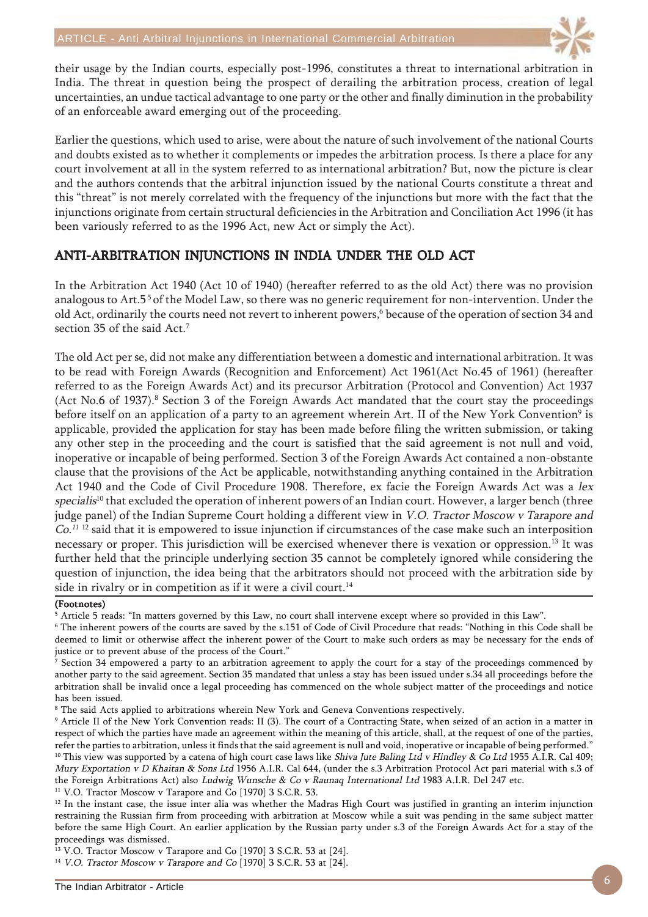their usage by the Indian courts, especially post-1996, constitutes a threat to international arbitration in India. The threat in question being the prospect of derailing the arbitration process, creation of legal uncertainties, an undue tactical advantage to one party or the other and finally diminution in the probability of an enforceable award emerging out of the proceeding.

Earlier the questions, which used to arise, were about the nature of such involvement of the national Courts and doubts existed as to whether it complements or impedes the arbitration process. Is there a place for any court involvement at all in the system referred to as international arbitration? But, now the picture is clear and the authors contends that the arbitral injunction issued by the national Courts constitute a threat and this "threat" is not merely correlated with the frequency of the injunctions but more with the fact that the injunctions originate from certain structural deficiencies in the Arbitration and Conciliation Act 1996 (it has been variously referred to as the 1996 Act, new Act or simply the Act).

## ANTI-ARBITRATION INJUNCTIONS IN INDIA UNDER THE OLD ACT

In the Arbitration Act 1940 (Act 10 of 1940) (hereafter referred to as the old Act) there was no provision analogous to Art.5[5] of the Model Law, so there was no generic requirement for non-intervention. Under the old Act, ordinarily the courts need not revert to inherent powers,[6] because of the operation of section 34 and section 35 of the said Act.[7]

The old Act per se, did not make any differentiation between a domestic and international arbitration. It was to be read with Foreign Awards (Recognition and Enforcement) Act 1961(Act No.45 of 1961) (hereafter referred to as the Foreign Awards Act) and its precursor Arbitration (Protocol and Convention) Act 1937 (Act No.6 of 1937).[8] Section 3 of the Foreign Awards Act mandated that the court stay the proceedings before itself on an application of a party to an agreement wherein Art. II of the New York Convention[9] is applicable, provided the application for stay has been made before filing the written submission, or taking any other step in the proceeding and the court is satisfied that the said agreement is not null and void, inoperative or incapable of being performed. Section 3 of the Foreign Awards Act contained a non-obstante clause that the provisions of the Act be applicable, notwithstanding anything contained in the Arbitration Act 1940 and the Code of Civil Procedure 1908. Therefore, ex facie the Foreign Awards Act was a *lex specialis*[10] that excluded the operation of inherent powers of an Indian court. However, a larger bench (three judge panel) of the Indian Supreme Court holding a different view in *V.O. Tractor Moscow v Tarapore and Co.*[11] [12] said that it is empowered to issue injunction if circumstances of the case make such an interposition necessary or proper. This jurisdiction will be exercised whenever there is vexation or oppression.[13] It was further held that the principle underlying section 35 cannot be completely ignored while considering the question of injunction, the idea being that the arbitrators should not proceed with the arbitration side by side in rivalry or in competition as if it were a civil court.[14]

**(Footnotes)**

[5] Article 5 reads: "In matters governed by this Law, no court shall intervene except where so provided in this Law".

[6] The inherent powers of the courts are saved by the s.151 of Code of Civil Procedure that reads: "Nothing in this Code shall be deemed to limit or otherwise affect the inherent power of the Court to make such orders as may be necessary for the ends of justice or to prevent abuse of the process of the Court."

[7] Section 34 empowered a party to an arbitration agreement to apply the court for a stay of the proceedings commenced by another party to the said agreement. Section 35 mandated that unless a stay has been issued under s.34 all proceedings before the arbitration shall be invalid once a legal proceeding has commenced on the whole subject matter of the proceedings and notice has been issued.

[8] The said Acts applied to arbitrations wherein New York and Geneva Conventions respectively.

[9] Article II of the New York Convention reads: II (3). The court of a Contracting State, when seized of an action in a matter in respect of which the parties have made an agreement within the meaning of this article, shall, at the request of one of the parties, refer the parties to arbitration, unless it finds that the said agreement is null and void, inoperative or incapable of being performed."

[10] This view was supported by a catena of high court case laws like *Shiva Jute Baling Ltd v Hindley & Co Ltd* 1955 A.I.R. Cal 409; *Mury Exportation v D Khaitan & Sons Ltd* 1956 A.I.R. Cal 644, (under the s.3 Arbitration Protocol Act pari material with s.3 of the Foreign Arbitrations Act) also *Ludwig Wunsche & Co v Raunaq International Ltd* 1983 A.I.R. Del 247 etc.

[11] V.O. Tractor Moscow v Tarapore and Co [1970] 3 S.C.R. 53.

[12] In the instant case, the issue inter alia was whether the Madras High Court was justified in granting an interim injunction restraining the Russian firm from proceeding with arbitration at Moscow while a suit was pending in the same subject matter before the same High Court. An earlier application by the Russian party under s.3 of the Foreign Awards Act for a stay of the proceedings was dismissed.

[13] V.O. Tractor Moscow v Tarapore and Co [1970] 3 S.C.R. 53 at [24].

[14] *V.O. Tractor Moscow v Tarapore and Co* [1970] 3 S.C.R. 53 at [24].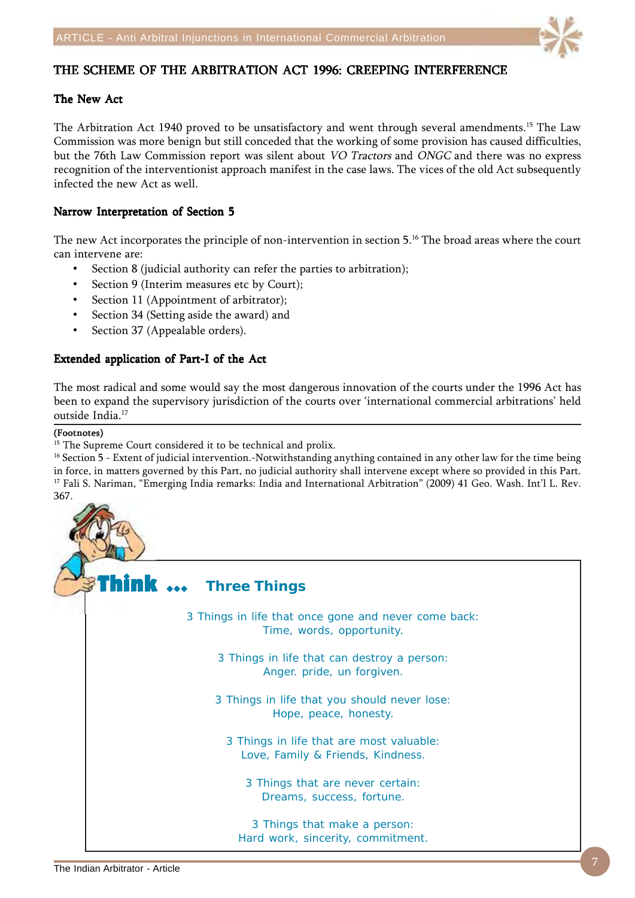## THE SCHEME OF THE ARBITRATION ACT 1996: CREEPING INTERFERENCE

### The New Act

The Arbitration Act 1940 proved to be unsatisfactory and went through several amendments.[15] The Law Commission was more benign but still conceded that the working of some provision has caused difficulties, but the 76th Law Commission report was silent about *VO Tractors* and *ONGC* and there was no express recognition of the interventionist approach manifest in the case laws. The vices of the old Act subsequently infected the new Act as well.

### Narrow Interpretation of Section 5

The new Act incorporates the principle of non-intervention in section 5.[16] The broad areas where the court can intervene are:

- Section 8 (judicial authority can refer the parties to arbitration);
- Section 9 (Interim measures etc by Court);
- Section 11 (Appointment of arbitrator);
- Section 34 (Setting aside the award) and
- Section 37 (Appealable orders).

### Extended application of Part-I of the Act

The most radical and some would say the most dangerous innovation of the courts under the 1996 Act has been to expand the supervisory jurisdiction of the courts over 'international commercial arbitrations' held outside India.[17]

**(Footnotes)**

[15] The Supreme Court considered it to be technical and prolix.

[16] Section 5 - Extent of judicial intervention.-Notwithstanding anything contained in any other law for the time being in force, in matters governed by this Part, no judicial authority shall intervene except where so provided in this Part.

[17] Fali S. Nariman, "Emerging India remarks: India and International Arbitration" (2009) 41 Geo. Wash. Int'l L. Rev. 367.

**Think ... Three Things**

3 Things in life that once gone and never come back:
Time, words, opportunity.

3 Things in life that can destroy a person:
Anger. pride, un forgiven.

3 Things in life that you should never lose:
Hope, peace, honesty.

3 Things in life that are most valuable:
Love, Family & Friends, Kindness.

3 Things that are never certain:
Dreams, success, fortune.

3 Things that make a person:
Hard work, sincerity, commitment.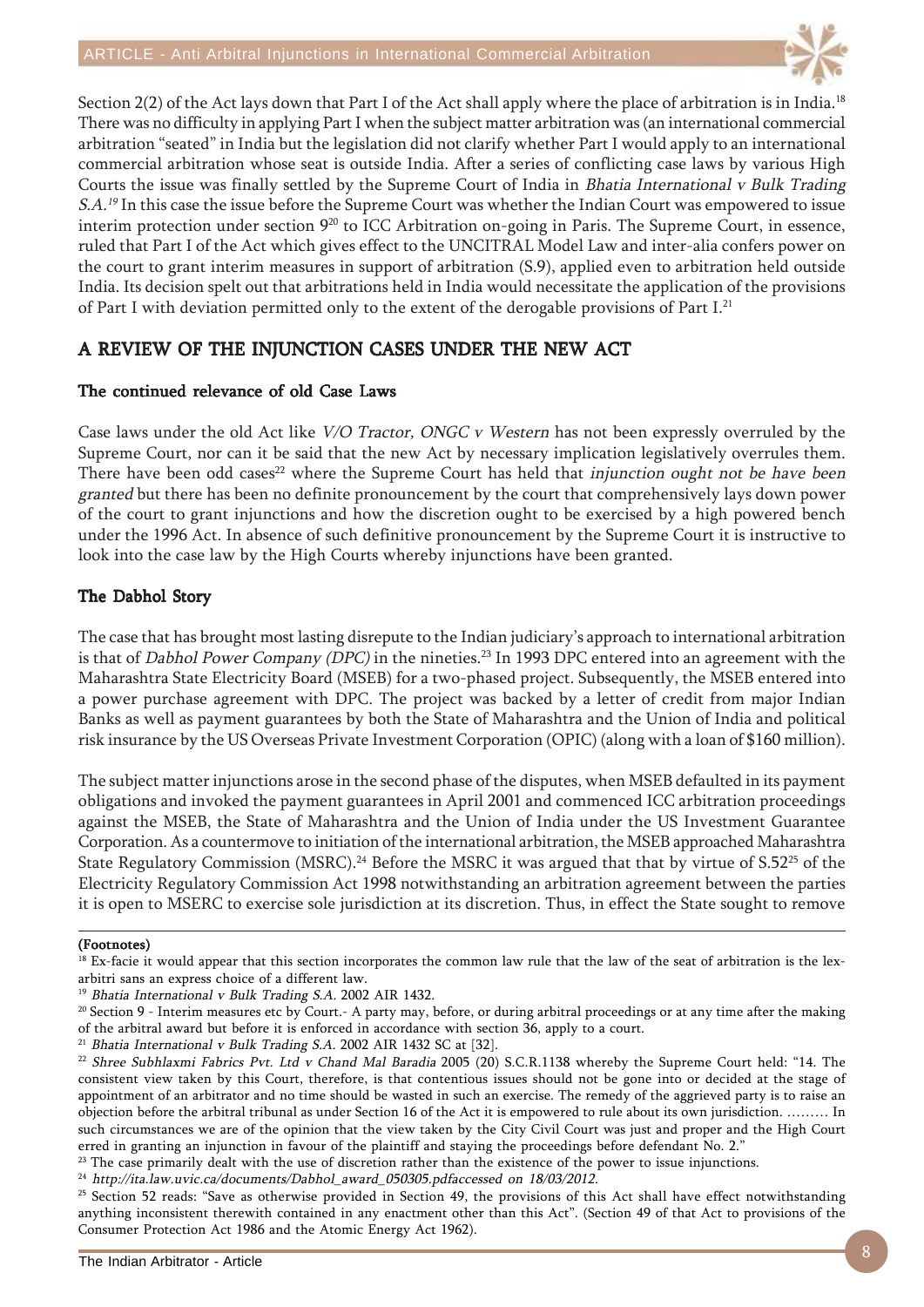Section 2(2) of the Act lays down that Part I of the Act shall apply where the place of arbitration is in India.[18] There was no difficulty in applying Part I when the subject matter arbitration was (an international commercial arbitration "seated" in India but the legislation did not clarify whether Part I would apply to an international commercial arbitration whose seat is outside India. After a series of conflicting case laws by various High Courts the issue was finally settled by the Supreme Court of India in *Bhatia International v Bulk Trading S.A.*[19] In this case the issue before the Supreme Court was whether the Indian Court was empowered to issue interim protection under section 9[20] to ICC Arbitration on-going in Paris. The Supreme Court, in essence, ruled that Part I of the Act which gives effect to the UNCITRAL Model Law and inter-alia confers power on the court to grant interim measures in support of arbitration (S.9), applied even to arbitration held outside India. Its decision spelt out that arbitrations held in India would necessitate the application of the provisions of Part I with deviation permitted only to the extent of the derogable provisions of Part I.[21]

## A REVIEW OF THE INJUNCTION CASES UNDER THE NEW ACT

### The continued relevance of old Case Laws

Case laws under the old Act like *V/O Tractor, ONGC v Western* has not been expressly overruled by the Supreme Court, nor can it be said that the new Act by necessary implication legislatively overrules them. There have been odd cases[22] where the Supreme Court has held that *injunction ought not be have been granted* but there has been no definite pronouncement by the court that comprehensively lays down power of the court to grant injunctions and how the discretion ought to be exercised by a high powered bench under the 1996 Act. In absence of such definitive pronouncement by the Supreme Court it is instructive to look into the case law by the High Courts whereby injunctions have been granted.

### The Dabhol Story

The case that has brought most lasting disrepute to the Indian judiciary's approach to international arbitration is that of *Dabhol Power Company (DPC)* in the nineties.[23] In 1993 DPC entered into an agreement with the Maharashtra State Electricity Board (MSEB) for a two-phased project. Subsequently, the MSEB entered into a power purchase agreement with DPC. The project was backed by a letter of credit from major Indian Banks as well as payment guarantees by both the State of Maharashtra and the Union of India and political risk insurance by the US Overseas Private Investment Corporation (OPIC) (along with a loan of $160 million).

The subject matter injunctions arose in the second phase of the disputes, when MSEB defaulted in its payment obligations and invoked the payment guarantees in April 2001 and commenced ICC arbitration proceedings against the MSEB, the State of Maharashtra and the Union of India under the US Investment Guarantee Corporation. As a countermove to initiation of the international arbitration, the MSEB approached Maharashtra State Regulatory Commission (MSRC).[24] Before the MSRC it was argued that that by virtue of S.52[25] of the Electricity Regulatory Commission Act 1998 notwithstanding an arbitration agreement between the parties it is open to MSERC to exercise sole jurisdiction at its discretion. Thus, in effect the State sought to remove

**(Footnotes)**

[18] Ex-facie it would appear that this section incorporates the common law rule that the law of the seat of arbitration is the lex-arbitri sans an express choice of a different law.

[19] *Bhatia International v Bulk Trading S.A.* 2002 AIR 1432.

[20] Section 9 - Interim measures etc by Court.- A party may, before, or during arbitral proceedings or at any time after the making of the arbitral award but before it is enforced in accordance with section 36, apply to a court.

[21] *Bhatia International v Bulk Trading S.A.* 2002 AIR 1432 SC at [32].

[22] *Shree Subhlaxmi Fabrics Pvt. Ltd v Chand Mal Baradia* 2005 (20) S.C.R.1138 whereby the Supreme Court held: "14. The consistent view taken by this Court, therefore, is that contentious issues should not be gone into or decided at the stage of appointment of an arbitrator and no time should be wasted in such an exercise. The remedy of the aggrieved party is to raise an objection before the arbitral tribunal as under Section 16 of the Act it is empowered to rule about its own jurisdiction. ……… In such circumstances we are of the opinion that the view taken by the City Civil Court was just and proper and the High Court erred in granting an injunction in favour of the plaintiff and staying the proceedings before defendant No. 2."

[23] The case primarily dealt with the use of discretion rather than the existence of the power to issue injunctions.

[24] *http://ita.law.uvic.ca/documents/Dabhol_award_050305.pdfaccessed on 18/03/2012.*

[25] Section 52 reads: "Save as otherwise provided in Section 49, the provisions of this Act shall have effect notwithstanding anything inconsistent therewith contained in any enactment other than this Act". (Section 49 of that Act to provisions of the Consumer Protection Act 1986 and the Atomic Energy Act 1962).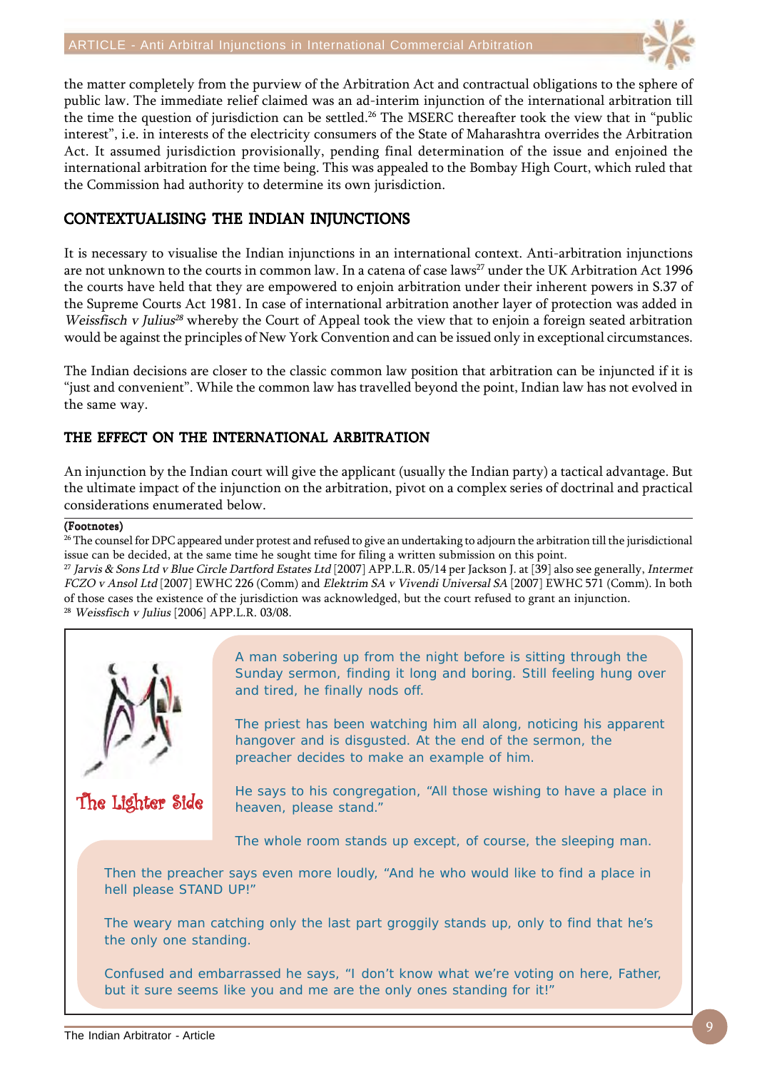the matter completely from the purview of the Arbitration Act and contractual obligations to the sphere of public law. The immediate relief claimed was an ad-interim injunction of the international arbitration till the time the question of jurisdiction can be settled.[26] The MSERC thereafter took the view that in "public interest", i.e. in interests of the electricity consumers of the State of Maharashtra overrides the Arbitration Act. It assumed jurisdiction provisionally, pending final determination of the issue and enjoined the international arbitration for the time being. This was appealed to the Bombay High Court, which ruled that the Commission had authority to determine its own jurisdiction.

## CONTEXTUALISING THE INDIAN INJUNCTIONS

It is necessary to visualise the Indian injunctions in an international context. Anti-arbitration injunctions are not unknown to the courts in common law. In a catena of case laws[27] under the UK Arbitration Act 1996 the courts have held that they are empowered to enjoin arbitration under their inherent powers in S.37 of the Supreme Courts Act 1981. In case of international arbitration another layer of protection was added in *Weissfisch v Julius*[28] whereby the Court of Appeal took the view that to enjoin a foreign seated arbitration would be against the principles of New York Convention and can be issued only in exceptional circumstances.

The Indian decisions are closer to the classic common law position that arbitration can be injuncted if it is "just and convenient". While the common law has travelled beyond the point, Indian law has not evolved in the same way.

### THE EFFECT ON THE INTERNATIONAL ARBITRATION

An injunction by the Indian court will give the applicant (usually the Indian party) a tactical advantage. But the ultimate impact of the injunction on the arbitration, pivot on a complex series of doctrinal and practical considerations enumerated below.

**(Footnotes)**

[26] The counsel for DPC appeared under protest and refused to give an undertaking to adjourn the arbitration till the jurisdictional issue can be decided, at the same time he sought time for filing a written submission on this point.

[27] *Jarvis & Sons Ltd v Blue Circle Dartford Estates Ltd* [2007] APP.L.R. 05/14 per Jackson J. at [39] also see generally, *Intermet FCZO v Ansol Ltd* [2007] EWHC 226 (Comm) and *Elektrim SA v Vivendi Universal SA* [2007] EWHC 571 (Comm). In both of those cases the existence of the jurisdiction was acknowledged, but the court refused to grant an injunction.

[28] *Weissfisch v Julius* [2006] APP.L.R. 03/08.

**The Lighter Side**

A man sobering up from the night before is sitting through the Sunday sermon, finding it long and boring. Still feeling hung over and tired, he finally nods off.

The priest has been watching him all along, noticing his apparent hangover and is disgusted. At the end of the sermon, the preacher decides to make an example of him.

He says to his congregation, "All those wishing to have a place in heaven, please stand."

The whole room stands up except, of course, the sleeping man.

Then the preacher says even more loudly, "And he who would like to find a place in hell please STAND UP!"

The weary man catching only the last part groggily stands up, only to find that he's the only one standing.

Confused and embarrassed he says, "I don't know what we're voting on here, Father, but it sure seems like you and me are the only ones standing for it!"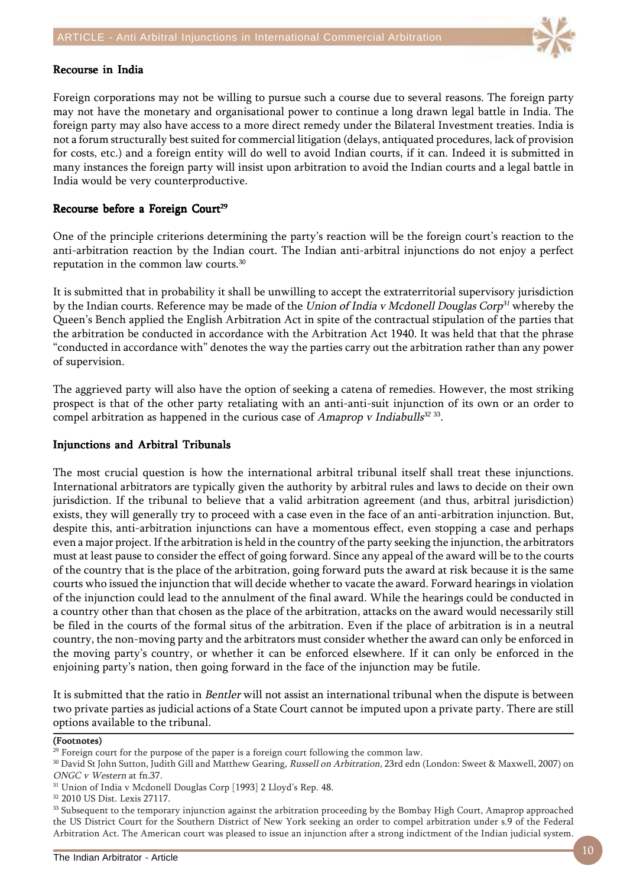### Recourse in India

Foreign corporations may not be willing to pursue such a course due to several reasons. The foreign party may not have the monetary and organisational power to continue a long drawn legal battle in India. The foreign party may also have access to a more direct remedy under the Bilateral Investment treaties. India is not a forum structurally best suited for commercial litigation (delays, antiquated procedures, lack of provision for costs, etc.) and a foreign entity will do well to avoid Indian courts, if it can. Indeed it is submitted in many instances the foreign party will insist upon arbitration to avoid the Indian courts and a legal battle in India would be very counterproductive.

### Recourse before a Foreign Court[29]

One of the principle criterions determining the party's reaction will be the foreign court's reaction to the anti-arbitration reaction by the Indian court. The Indian anti-arbitral injunctions do not enjoy a perfect reputation in the common law courts.[30]

It is submitted that in probability it shall be unwilling to accept the extraterritorial supervisory jurisdiction by the Indian courts. Reference may be made of the *Union of India v Mcdonell Douglas Corp*[31] whereby the Queen's Bench applied the English Arbitration Act in spite of the contractual stipulation of the parties that the arbitration be conducted in accordance with the Arbitration Act 1940. It was held that that the phrase "conducted in accordance with" denotes the way the parties carry out the arbitration rather than any power of supervision.

The aggrieved party will also have the option of seeking a catena of remedies. However, the most striking prospect is that of the other party retaliating with an anti-anti-suit injunction of its own or an order to compel arbitration as happened in the curious case of *Amaprop v Indiabulls*[32] [33].

### Injunctions and Arbitral Tribunals

The most crucial question is how the international arbitral tribunal itself shall treat these injunctions. International arbitrators are typically given the authority by arbitral rules and laws to decide on their own jurisdiction. If the tribunal to believe that a valid arbitration agreement (and thus, arbitral jurisdiction) exists, they will generally try to proceed with a case even in the face of an anti-arbitration injunction. But, despite this, anti-arbitration injunctions can have a momentous effect, even stopping a case and perhaps even a major project. If the arbitration is held in the country of the party seeking the injunction, the arbitrators must at least pause to consider the effect of going forward. Since any appeal of the award will be to the courts of the country that is the place of the arbitration, going forward puts the award at risk because it is the same courts who issued the injunction that will decide whether to vacate the award. Forward hearings in violation of the injunction could lead to the annulment of the final award. While the hearings could be conducted in a country other than that chosen as the place of the arbitration, attacks on the award would necessarily still be filed in the courts of the formal situs of the arbitration. Even if the place of arbitration is in a neutral country, the non-moving party and the arbitrators must consider whether the award can only be enforced in the moving party's country, or whether it can be enforced elsewhere. If it can only be enforced in the enjoining party's nation, then going forward in the face of the injunction may be futile.

It is submitted that the ratio in *Bentler* will not assist an international tribunal when the dispute is between two private parties as judicial actions of a State Court cannot be imputed upon a private party. There are still options available to the tribunal.

**(Footnotes)**

[29] Foreign court for the purpose of the paper is a foreign court following the common law.

[30] David St John Sutton, Judith Gill and Matthew Gearing, *Russell on Arbitration*, 23rd edn (London: Sweet & Maxwell, 2007) on *ONGC v Western* at fn.37.

[31] Union of India v Mcdonell Douglas Corp [1993] 2 Lloyd's Rep. 48.

[32] 2010 US Dist. Lexis 27117.

[33] Subsequent to the temporary injunction against the arbitration proceeding by the Bombay High Court, Amaprop approached the US District Court for the Southern District of New York seeking an order to compel arbitration under s.9 of the Federal Arbitration Act. The American court was pleased to issue an injunction after a strong indictment of the Indian judicial system.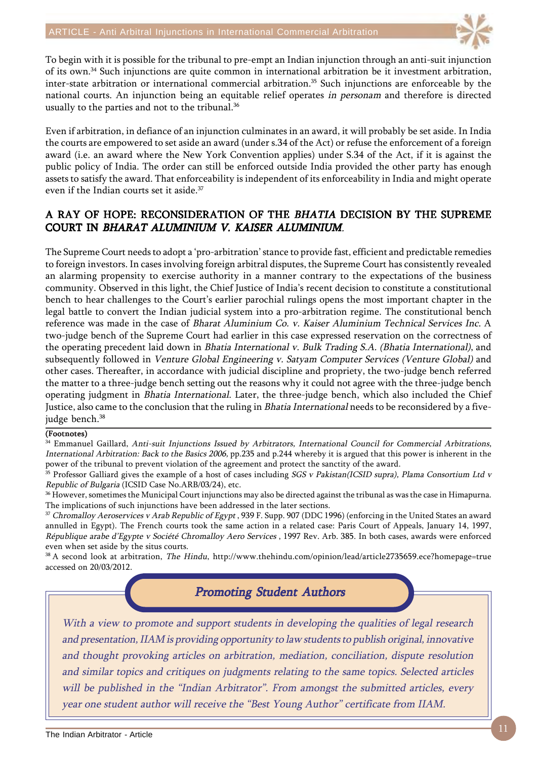To begin with it is possible for the tribunal to pre-empt an Indian injunction through an anti-suit injunction of its own.[34] Such injunctions are quite common in international arbitration be it investment arbitration, inter-state arbitration or international commercial arbitration.[35] Such injunctions are enforceable by the national courts. An injunction being an equitable relief operates *in personam* and therefore is directed usually to the parties and not to the tribunal.[36]

Even if arbitration, in defiance of an injunction culminates in an award, it will probably be set aside. In India the courts are empowered to set aside an award (under s.34 of the Act) or refuse the enforcement of a foreign award (i.e. an award where the New York Convention applies) under S.34 of the Act, if it is against the public policy of India. The order can still be enforced outside India provided the other party has enough assets to satisfy the award. That enforceability is independent of its enforceability in India and might operate even if the Indian courts set it aside.[37]

## A RAY OF HOPE: RECONSIDERATION OF THE *BHATIA* DECISION BY THE SUPREME COURT IN *BHARAT ALUMINIUM V. KAISER ALUMINIUM*.

The Supreme Court needs to adopt a 'pro-arbitration' stance to provide fast, efficient and predictable remedies to foreign investors. In cases involving foreign arbitral disputes, the Supreme Court has consistently revealed an alarming propensity to exercise authority in a manner contrary to the expectations of the business community. Observed in this light, the Chief Justice of India's recent decision to constitute a constitutional bench to hear challenges to the Court's earlier parochial rulings opens the most important chapter in the legal battle to convert the Indian judicial system into a pro-arbitration regime. The constitutional bench reference was made in the case of *Bharat Aluminium Co. v. Kaiser Aluminium Technical Services Inc*. A two-judge bench of the Supreme Court had earlier in this case expressed reservation on the correctness of the operating precedent laid down in *Bhatia International v. Bulk Trading S.A. (Bhatia International)*, and subsequently followed in *Venture Global Engineering v. Satyam Computer Services (Venture Global)* and other cases. Thereafter, in accordance with judicial discipline and propriety, the two-judge bench referred the matter to a three-judge bench setting out the reasons why it could not agree with the three-judge bench operating judgment in *Bhatia International*. Later, the three-judge bench, which also included the Chief Justice, also came to the conclusion that the ruling in *Bhatia International* needs to be reconsidered by a five-judge bench.[38]

**(Footnotes)**

[34] Emmanuel Gaillard, *Anti-suit Injunctions Issued by Arbitrators, International Council for Commercial Arbitrations, International Arbitration: Back to the Basics 2006,* pp.235 and p.244 whereby it is argued that this power is inherent in the power of the tribunal to prevent violation of the agreement and protect the sanctity of the award.

[35] Professor Galliard gives the example of a host of cases including *SGS v Pakistan(ICSID supra), Plama Consortium Ltd v Republic of Bulgaria* (ICSID Case No.ARB/03/24), etc.

[36] However, sometimes the Municipal Court injunctions may also be directed against the tribunal as was the case in Himapurna. The implications of such injunctions have been addressed in the later sections.

[37] *Chromalloy Aeroservices v Arab Republic of Egypt* , 939 F. Supp. 907 (DDC 1996) (enforcing in the United States an award annulled in Egypt). The French courts took the same action in a related case: Paris Court of Appeals, January 14, 1997, *République arabe d'Egypte v Société Chromalloy Aero Services* , 1997 Rev. Arb. 385. In both cases, awards were enforced even when set aside by the situs courts.

[38] A second look at arbitration, *The Hindu*, http://www.thehindu.com/opinion/lead/article2735659.ece?homepage=true accessed on 20/03/2012.

### *Promoting Student Authors*

*With a view to promote and support students in developing the qualities of legal research and presentation, IIAM is providing opportunity to law students to publish original, innovative and thought provoking articles on arbitration, mediation, conciliation, dispute resolution and similar topics and critiques on judgments relating to the same topics. Selected articles will be published in the "Indian Arbitrator". From amongst the submitted articles, every year one student author will receive the "Best Young Author" certificate from IIAM.*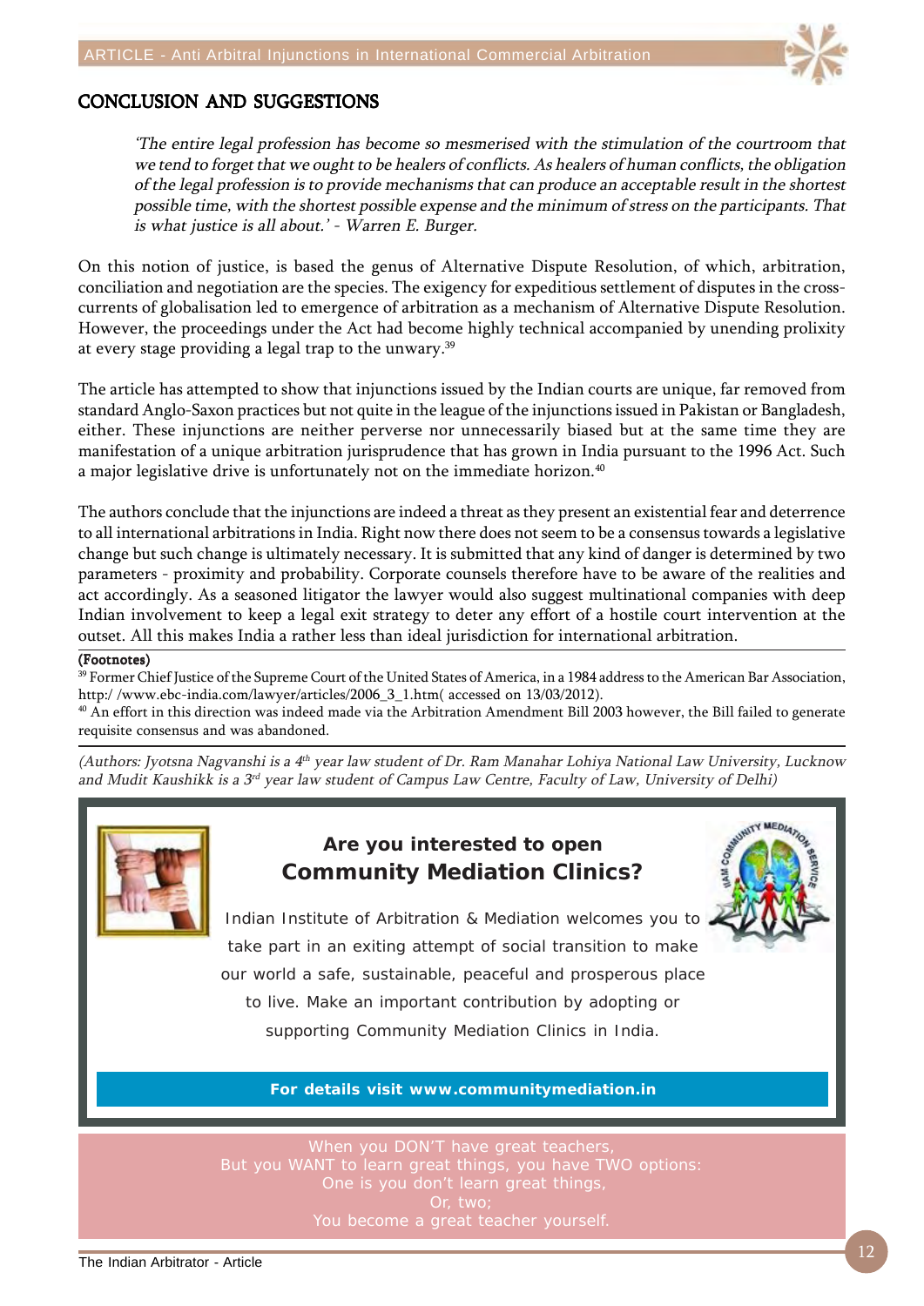## CONCLUSION AND SUGGESTIONS

> *'The entire legal profession has become so mesmerised with the stimulation of the courtroom that we tend to forget that we ought to be healers of conflicts. As healers of human conflicts, the obligation of the legal profession is to provide mechanisms that can produce an acceptable result in the shortest possible time, with the shortest possible expense and the minimum of stress on the participants. That is what justice is all about.' - Warren E. Burger.*

On this notion of justice, is based the genus of Alternative Dispute Resolution, of which, arbitration, conciliation and negotiation are the species. The exigency for expeditious settlement of disputes in the cross-currents of globalisation led to emergence of arbitration as a mechanism of Alternative Dispute Resolution. However, the proceedings under the Act had become highly technical accompanied by unending prolixity at every stage providing a legal trap to the unwary.[39]

The article has attempted to show that injunctions issued by the Indian courts are unique, far removed from standard Anglo-Saxon practices but not quite in the league of the injunctions issued in Pakistan or Bangladesh, either. These injunctions are neither perverse nor unnecessarily biased but at the same time they are manifestation of a unique arbitration jurisprudence that has grown in India pursuant to the 1996 Act. Such a major legislative drive is unfortunately not on the immediate horizon.[40]

The authors conclude that the injunctions are indeed a threat as they present an existential fear and deterrence to all international arbitrations in India. Right now there does not seem to be a consensus towards a legislative change but such change is ultimately necessary. It is submitted that any kind of danger is determined by two parameters - proximity and probability. Corporate counsels therefore have to be aware of the realities and act accordingly. As a seasoned litigator the lawyer would also suggest multinational companies with deep Indian involvement to keep a legal exit strategy to deter any effort of a hostile court intervention at the outset. All this makes India a rather less than ideal jurisdiction for international arbitration.

**(Footnotes)**

[39] Former Chief Justice of the Supreme Court of the United States of America, in a 1984 address to the American Bar Association, http:/ /www.ebc-india.com/lawyer/articles/2006_3_1.htm( accessed on 13/03/2012).

[40] An effort in this direction was indeed made via the Arbitration Amendment Bill 2003 however, the Bill failed to generate requisite consensus and was abandoned.

*(Authors: Jyotsna Nagvanshi is a 4th year law student of Dr. Ram Manahar Lohiya National Law University, Lucknow and Mudit Kaushikk is a 3rd year law student of Campus Law Centre, Faculty of Law, University of Delhi)*

---

**Are you interested to open**
**Community Mediation Clinics?**

Indian Institute of Arbitration & Mediation welcomes you to take part in an exiting attempt of social transition to make our world a safe, sustainable, peaceful and prosperous place to live. Make an important contribution by adopting or supporting Community Mediation Clinics in India.

**For details visit www.communitymediation.in**

---

When you DON'T have great teachers,
But you WANT to learn great things, you have TWO options:
One is you don't learn great things,
Or, two;
You become a great teacher yourself.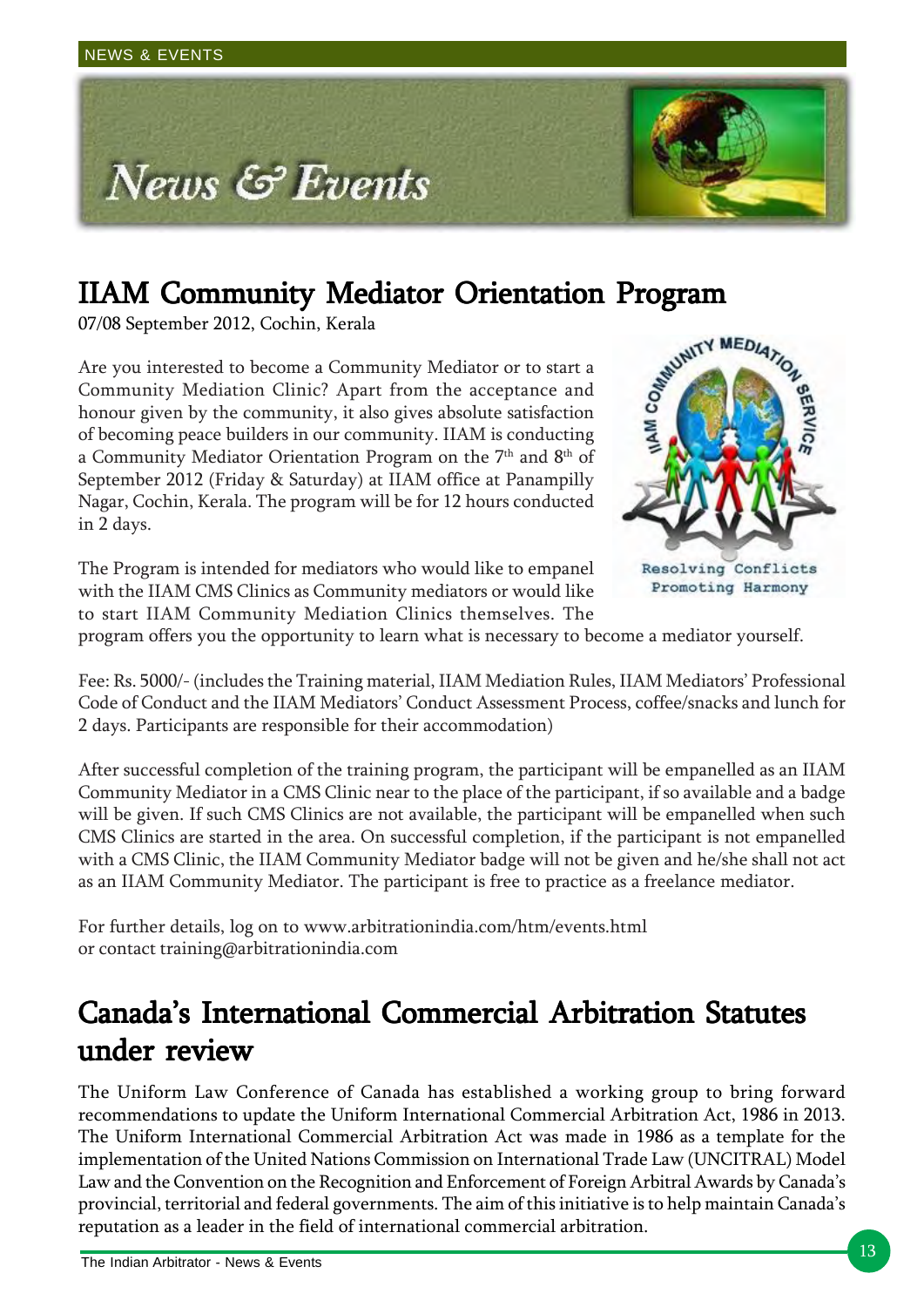# News & Events

## IIAM Community Mediator Orientation Program

07/08 September 2012, Cochin, Kerala

Are you interested to become a Community Mediator or to start a Community Mediation Clinic? Apart from the acceptance and honour given by the community, it also gives absolute satisfaction of becoming peace builders in our community. IIAM is conducting a Community Mediator Orientation Program on the 7th and 8th of September 2012 (Friday & Saturday) at IIAM office at Panampilly Nagar, Cochin, Kerala. The program will be for 12 hours conducted in 2 days.

The Program is intended for mediators who would like to empanel with the IIAM CMS Clinics as Community mediators or would like to start IIAM Community Mediation Clinics themselves. The program offers you the opportunity to learn what is necessary to become a mediator yourself.

Fee: Rs. 5000/- (includes the Training material, IIAM Mediation Rules, IIAM Mediators' Professional Code of Conduct and the IIAM Mediators' Conduct Assessment Process, coffee/snacks and lunch for 2 days. Participants are responsible for their accommodation)

After successful completion of the training program, the participant will be empanelled as an IIAM Community Mediator in a CMS Clinic near to the place of the participant, if so available and a badge will be given. If such CMS Clinics are not available, the participant will be empanelled when such CMS Clinics are started in the area. On successful completion, if the participant is not empanelled with a CMS Clinic, the IIAM Community Mediator badge will not be given and he/she shall not act as an IIAM Community Mediator. The participant is free to practice as a freelance mediator.

For further details, log on to www.arbitrationindia.com/htm/events.html
or contact training@arbitrationindia.com

## Canada's International Commercial Arbitration Statutes under review

The Uniform Law Conference of Canada has established a working group to bring forward recommendations to update the Uniform International Commercial Arbitration Act, 1986 in 2013. The Uniform International Commercial Arbitration Act was made in 1986 as a template for the implementation of the United Nations Commission on International Trade Law (UNCITRAL) Model Law and the Convention on the Recognition and Enforcement of Foreign Arbitral Awards by Canada's provincial, territorial and federal governments. The aim of this initiative is to help maintain Canada's reputation as a leader in the field of international commercial arbitration.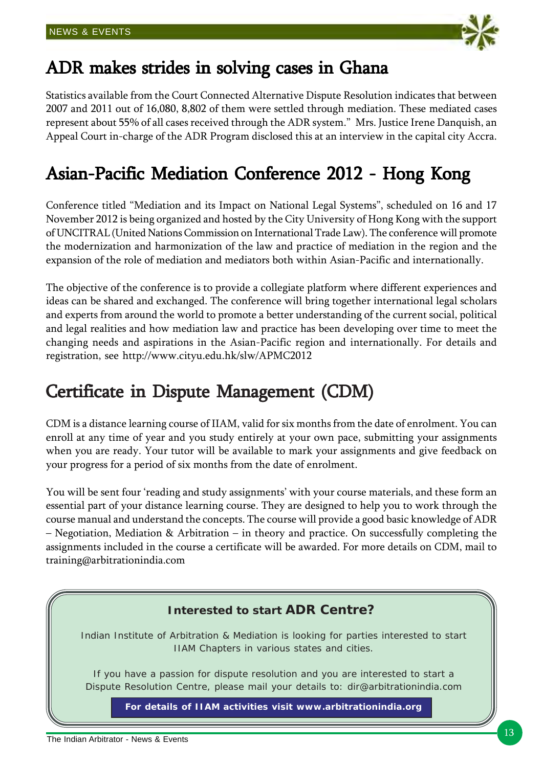# ADR makes strides in solving cases in Ghana

Statistics available from the Court Connected Alternative Dispute Resolution indicates that between 2007 and 2011 out of 16,080, 8,802 of them were settled through mediation. These mediated cases represent about 55% of all cases received through the ADR system." Mrs. Justice Irene Danquish, an Appeal Court in-charge of the ADR Program disclosed this at an interview in the capital city Accra.

# Asian-Pacific Mediation Conference 2012 - Hong Kong

Conference titled "Mediation and its Impact on National Legal Systems", scheduled on 16 and 17 November 2012 is being organized and hosted by the City University of Hong Kong with the support of UNCITRAL (United Nations Commission on International Trade Law). The conference will promote the modernization and harmonization of the law and practice of mediation in the region and the expansion of the role of mediation and mediators both within Asian-Pacific and internationally.

The objective of the conference is to provide a collegiate platform where different experiences and ideas can be shared and exchanged. The conference will bring together international legal scholars and experts from around the world to promote a better understanding of the current social, political and legal realities and how mediation law and practice has been developing over time to meet the changing needs and aspirations in the Asian-Pacific region and internationally. For details and registration, see http://www.cityu.edu.hk/slw/APMC2012

# Certificate in Dispute Management (CDM)

CDM is a distance learning course of IIAM, valid for six months from the date of enrolment. You can enroll at any time of year and you study entirely at your own pace, submitting your assignments when you are ready. Your tutor will be available to mark your assignments and give feedback on your progress for a period of six months from the date of enrolment.

You will be sent four 'reading and study assignments' with your course materials, and these form an essential part of your distance learning course. They are designed to help you to work through the course manual and understand the concepts. The course will provide a good basic knowledge of ADR – Negotiation, Mediation & Arbitration – in theory and practice. On successfully completing the assignments included in the course a certificate will be awarded. For more details on CDM, mail to training@arbitrationindia.com

**Interested to start ADR Centre?**

Indian Institute of Arbitration & Mediation is looking for parties interested to start IIAM Chapters in various states and cities.

If you have a passion for dispute resolution and you are interested to start a Dispute Resolution Centre, please mail your details to: dir@arbitrationindia.com

**For details of IIAM activities visit www.arbitrationindia.org**